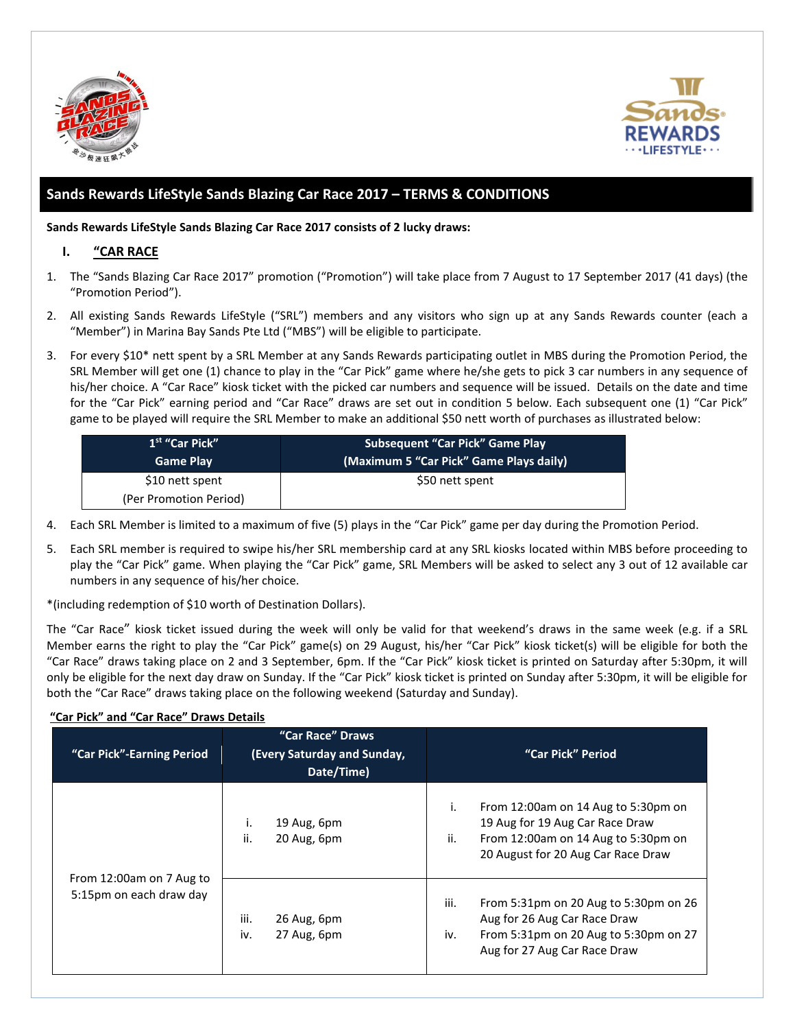## Sands Rewards LifeStyle Sands Blazing Car Race 2017 – TERMS & CONDITIONS

**Sands Rewards LifeStyle Sands Blazing Car Race 2017 consists of 2 lucky draws:**

### I. "CAR RACE

1. The "Sands Blazing Car Race 2017" promotion ("Promotion") will take place from 7 August to 17 September 2017 (41 days) (the "Promotion Period").
2. All existing Sands Rewards LifeStyle ("SRL") members and any visitors who sign up at any Sands Rewards counter (each a "Member") in Marina Bay Sands Pte Ltd ("MBS") will be eligible to participate.
3. For every $10* nett spent by a SRL Member at any Sands Rewards participating outlet in MBS during the Promotion Period, the SRL Member will get one (1) chance to play in the "Car Pick" game where he/she gets to pick 3 car numbers in any sequence of his/her choice. A "Car Race" kiosk ticket with the picked car numbers and sequence will be issued. Details on the date and time for the "Car Pick" earning period and "Car Race" draws are set out in condition 5 below. Each subsequent one (1) "Car Pick" game to be played will require the SRL Member to make an additional $50 nett worth of purchases as illustrated below:

| 1st "Car Pick" Game Play | Subsequent "Car Pick" Game Play (Maximum 5 "Car Pick" Game Plays daily) |
|---|---|
| $10 nett spent (Per Promotion Period) | $50 nett spent |

4. Each SRL Member is limited to a maximum of five (5) plays in the "Car Pick" game per day during the Promotion Period.
5. Each SRL member is required to swipe his/her SRL membership card at any SRL kiosks located within MBS before proceeding to play the "Car Pick" game. When playing the "Car Pick" game, SRL Members will be asked to select any 3 out of 12 available car numbers in any sequence of his/her choice.

*(including redemption of $10 worth of Destination Dollars).

The "Car Race" kiosk ticket issued during the week will only be valid for that weekend's draws in the same week (e.g. if a SRL Member earns the right to play the "Car Pick" game(s) on 29 August, his/her "Car Pick" kiosk ticket(s) will be eligible for both the "Car Race" draws taking place on 2 and 3 September, 6pm. If the "Car Pick" kiosk ticket is printed on Saturday after 5:30pm, it will only be eligible for the next day draw on Sunday. If the "Car Pick" kiosk ticket is printed on Sunday after 5:30pm, it will be eligible for both the "Car Race" draws taking place on the following weekend (Saturday and Sunday).

**"Car Pick" and "Car Race" Draws Details**

| "Car Pick"-Earning Period | "Car Race" Draws (Every Saturday and Sunday, Date/Time) | "Car Pick" Period |
|---|---|---|
| From 12:00am on 7 Aug to 5:15pm on each draw day | i. 19 Aug, 6pm<br>ii. 20 Aug, 6pm | i. From 12:00am on 14 Aug to 5:30pm on 19 Aug for 19 Aug Car Race Draw<br>ii. From 12:00am on 14 Aug to 5:30pm on 20 August for 20 Aug Car Race Draw |
| | iii. 26 Aug, 6pm<br>iv. 27 Aug, 6pm | iii. From 5:31pm on 20 Aug to 5:30pm on 26 Aug for 26 Aug Car Race Draw<br>iv. From 5:31pm on 20 Aug to 5:30pm on 27 Aug for 27 Aug Car Race Draw |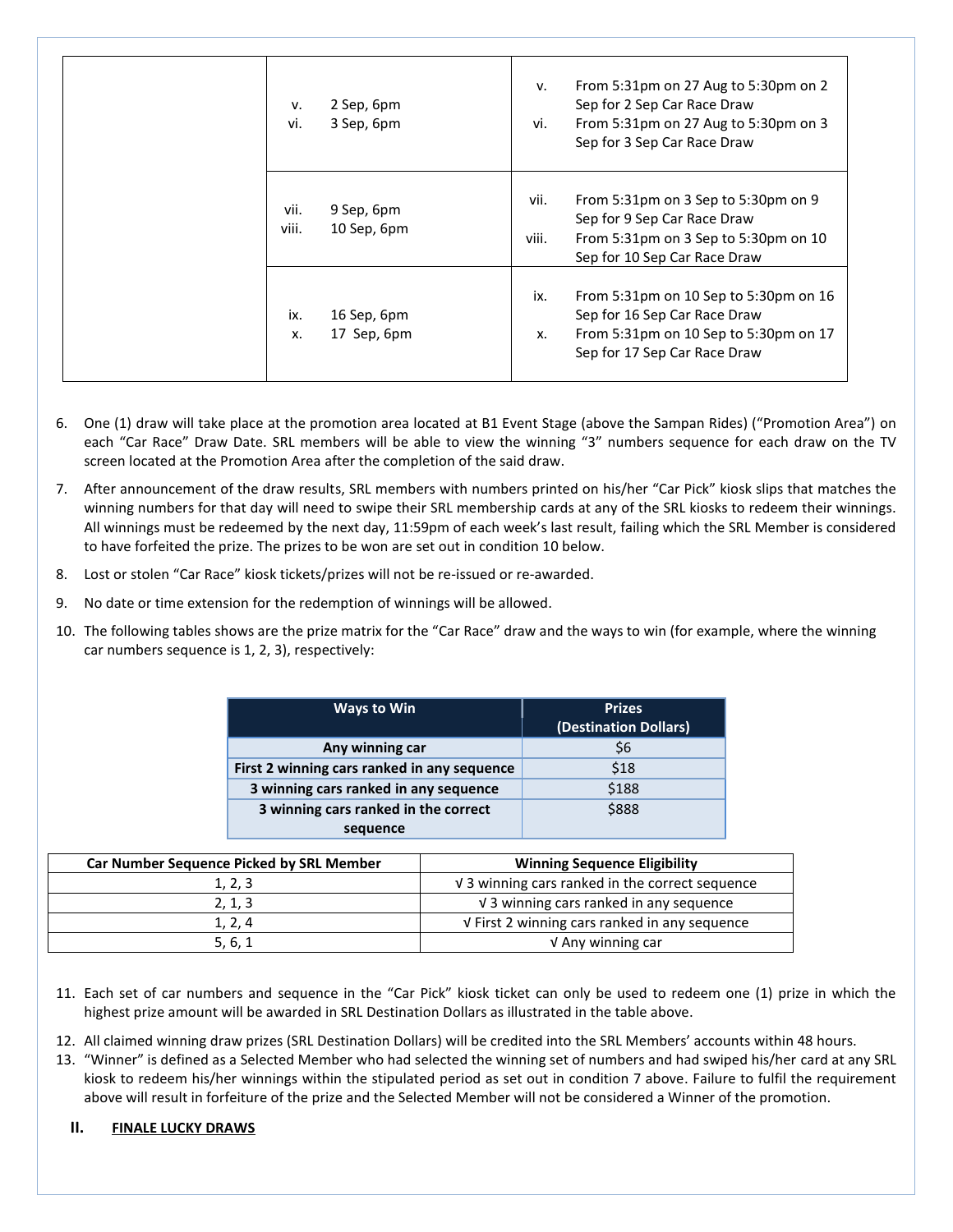| | | |
|---|---|---|
| | v. 2 Sep, 6pm<br>vi. 3 Sep, 6pm | v. From 5:31pm on 27 Aug to 5:30pm on 2 Sep for 2 Sep Car Race Draw<br>vi. From 5:31pm on 27 Aug to 5:30pm on 3 Sep for 3 Sep Car Race Draw |
| | vii. 9 Sep, 6pm<br>viii. 10 Sep, 6pm | vii. From 5:31pm on 3 Sep to 5:30pm on 9 Sep for 9 Sep Car Race Draw<br>viii. From 5:31pm on 3 Sep to 5:30pm on 10 Sep for 10 Sep Car Race Draw |
| | ix. 16 Sep, 6pm<br>x. 17 Sep, 6pm | ix. From 5:31pm on 10 Sep to 5:30pm on 16 Sep for 16 Sep Car Race Draw<br>x. From 5:31pm on 10 Sep to 5:30pm on 17 Sep for 17 Sep Car Race Draw |

6. One (1) draw will take place at the promotion area located at B1 Event Stage (above the Sampan Rides) ("Promotion Area") on each "Car Race" Draw Date. SRL members will be able to view the winning "3" numbers sequence for each draw on the TV screen located at the Promotion Area after the completion of the said draw.
7. After announcement of the draw results, SRL members with numbers printed on his/her "Car Pick" kiosk slips that matches the winning numbers for that day will need to swipe their SRL membership cards at any of the SRL kiosks to redeem their winnings. All winnings must be redeemed by the next day, 11:59pm of each week's last result, failing which the SRL Member is considered to have forfeited the prize. The prizes to be won are set out in condition 10 below.
8. Lost or stolen "Car Race" kiosk tickets/prizes will not be re-issued or re-awarded.
9. No date or time extension for the redemption of winnings will be allowed.
10. The following tables shows are the prize matrix for the "Car Race" draw and the ways to win (for example, where the winning car numbers sequence is 1, 2, 3), respectively:

| Ways to Win | Prizes (Destination Dollars) |
|---|---|
| **Any winning car** | $6 |
| **First 2 winning cars ranked in any sequence** | $18 |
| **3 winning cars ranked in any sequence** | $188 |
| **3 winning cars ranked in the correct sequence** | $888 |

| Car Number Sequence Picked by SRL Member | Winning Sequence Eligibility |
|---|---|
| 1, 2, 3 | √ 3 winning cars ranked in the correct sequence |
| 2, 1, 3 | √ 3 winning cars ranked in any sequence |
| 1, 2, 4 | √ First 2 winning cars ranked in any sequence |
| 5, 6, 1 | √ Any winning car |

11. Each set of car numbers and sequence in the "Car Pick" kiosk ticket can only be used to redeem one (1) prize in which the highest prize amount will be awarded in SRL Destination Dollars as illustrated in the table above.
12. All claimed winning draw prizes (SRL Destination Dollars) will be credited into the SRL Members' accounts within 48 hours.
13. "Winner" is defined as a Selected Member who had selected the winning set of numbers and had swiped his/her card at any SRL kiosk to redeem his/her winnings within the stipulated period as set out in condition 7 above. Failure to fulfil the requirement above will result in forfeiture of the prize and the Selected Member will not be considered a Winner of the promotion.

## II. FINALE LUCKY DRAWS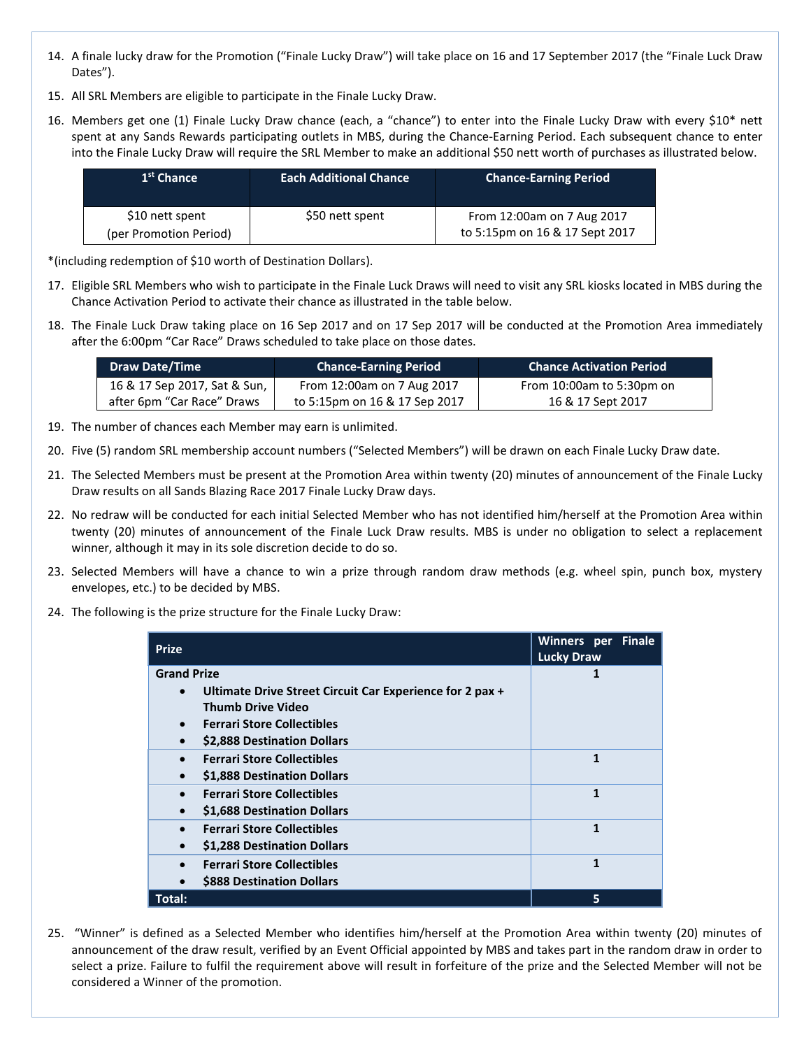14. A finale lucky draw for the Promotion ("Finale Lucky Draw") will take place on 16 and 17 September 2017 (the "Finale Luck Draw Dates").

15. All SRL Members are eligible to participate in the Finale Lucky Draw.

16. Members get one (1) Finale Lucky Draw chance (each, a "chance") to enter into the Finale Lucky Draw with every $10* nett spent at any Sands Rewards participating outlets in MBS, during the Chance-Earning Period. Each subsequent chance to enter into the Finale Lucky Draw will require the SRL Member to make an additional $50 nett worth of purchases as illustrated below.

| 1st Chance | Each Additional Chance | Chance-Earning Period |
|---|---|---|
| $10 nett spent (per Promotion Period) | $50 nett spent | From 12:00am on 7 Aug 2017 to 5:15pm on 16 & 17 Sept 2017 |

*(including redemption of $10 worth of Destination Dollars).

17. Eligible SRL Members who wish to participate in the Finale Luck Draws will need to visit any SRL kiosks located in MBS during the Chance Activation Period to activate their chance as illustrated in the table below.

18. The Finale Luck Draw taking place on 16 Sep 2017 and on 17 Sep 2017 will be conducted at the Promotion Area immediately after the 6:00pm "Car Race" Draws scheduled to take place on those dates.

| Draw Date/Time | Chance-Earning Period | Chance Activation Period |
|---|---|---|
| 16 & 17 Sep 2017, Sat & Sun, after 6pm "Car Race" Draws | From 12:00am on 7 Aug 2017 to 5:15pm on 16 & 17 Sep 2017 | From 10:00am to 5:30pm on 16 & 17 Sept 2017 |

19. The number of chances each Member may earn is unlimited.

20. Five (5) random SRL membership account numbers ("Selected Members") will be drawn on each Finale Lucky Draw date.

21. The Selected Members must be present at the Promotion Area within twenty (20) minutes of announcement of the Finale Lucky Draw results on all Sands Blazing Race 2017 Finale Lucky Draw days.

22. No redraw will be conducted for each initial Selected Member who has not identified him/herself at the Promotion Area within twenty (20) minutes of announcement of the Finale Luck Draw results. MBS is under no obligation to select a replacement winner, although it may in its sole discretion decide to do so.

23. Selected Members will have a chance to win a prize through random draw methods (e.g. wheel spin, punch box, mystery envelopes, etc.) to be decided by MBS.

24. The following is the prize structure for the Finale Lucky Draw:

| Prize | Winners per Finale Lucky Draw |
|---|---|
| **Grand Prize**<br>• **Ultimate Drive Street Circuit Car Experience for 2 pax + Thumb Drive Video**<br>• **Ferrari Store Collectibles**<br>• **$2,888 Destination Dollars** | 1 |
| • **Ferrari Store Collectibles**<br>• **$1,888 Destination Dollars** | 1 |
| • **Ferrari Store Collectibles**<br>• **$1,688 Destination Dollars** | 1 |
| • **Ferrari Store Collectibles**<br>• **$1,288 Destination Dollars** | 1 |
| • **Ferrari Store Collectibles**<br>• **$888 Destination Dollars** | 1 |
| **Total:** | **5** |

25. "Winner" is defined as a Selected Member who identifies him/herself at the Promotion Area within twenty (20) minutes of announcement of the draw result, verified by an Event Official appointed by MBS and takes part in the random draw in order to select a prize. Failure to fulfil the requirement above will result in forfeiture of the prize and the Selected Member will not be considered a Winner of the promotion.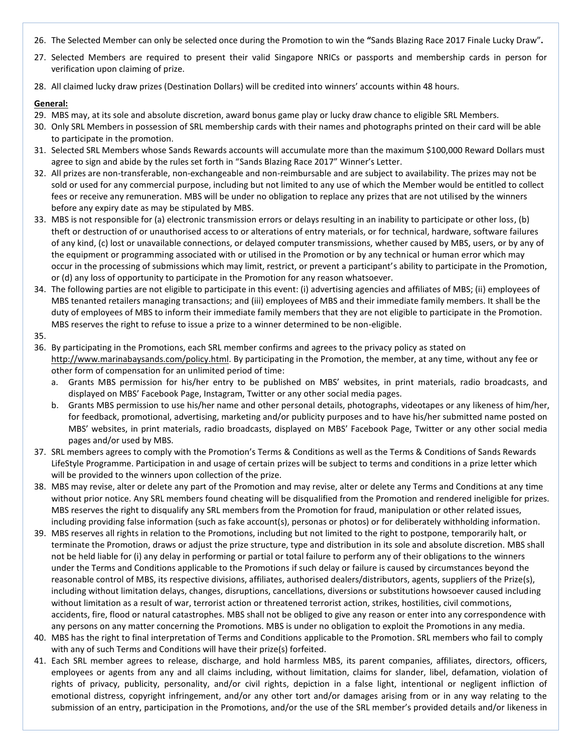26. The Selected Member can only be selected once during the Promotion to win the **"Sands Blazing Race 2017 Finale Lucky Draw".**
27. Selected Members are required to present their valid Singapore NRICs or passports and membership cards in person for verification upon claiming of prize.
28. All claimed lucky draw prizes (Destination Dollars) will be credited into winners' accounts within 48 hours.

**General:**

29. MBS may, at its sole and absolute discretion, award bonus game play or lucky draw chance to eligible SRL Members.
30. Only SRL Members in possession of SRL membership cards with their names and photographs printed on their card will be able to participate in the promotion.
31. Selected SRL Members whose Sands Rewards accounts will accumulate more than the maximum $100,000 Reward Dollars must agree to sign and abide by the rules set forth in "Sands Blazing Race 2017" Winner's Letter.
32. All prizes are non-transferable, non-exchangeable and non-reimbursable and are subject to availability. The prizes may not be sold or used for any commercial purpose, including but not limited to any use of which the Member would be entitled to collect fees or receive any remuneration. MBS will be under no obligation to replace any prizes that are not utilised by the winners before any expiry date as may be stipulated by MBS.
33. MBS is not responsible for (a) electronic transmission errors or delays resulting in an inability to participate or other loss, (b) theft or destruction of or unauthorised access to or alterations of entry materials, or for technical, hardware, software failures of any kind, (c) lost or unavailable connections, or delayed computer transmissions, whether caused by MBS, users, or by any of the equipment or programming associated with or utilised in the Promotion or by any technical or human error which may occur in the processing of submissions which may limit, restrict, or prevent a participant's ability to participate in the Promotion, or (d) any loss of opportunity to participate in the Promotion for any reason whatsoever.
34. The following parties are not eligible to participate in this event: (i) advertising agencies and affiliates of MBS; (ii) employees of MBS tenanted retailers managing transactions; and (iii) employees of MBS and their immediate family members. It shall be the duty of employees of MBS to inform their immediate family members that they are not eligible to participate in the Promotion. MBS reserves the right to refuse to issue a prize to a winner determined to be non-eligible.
35.
36. By participating in the Promotions, each SRL member confirms and agrees to the privacy policy as stated on http://www.marinabaysands.com/policy.html. By participating in the Promotion, the member, at any time, without any fee or other form of compensation for an unlimited period of time:
    a. Grants MBS permission for his/her entry to be published on MBS' websites, in print materials, radio broadcasts, and displayed on MBS' Facebook Page, Instagram, Twitter or any other social media pages.
    b. Grants MBS permission to use his/her name and other personal details, photographs, videotapes or any likeness of him/her, for feedback, promotional, advertising, marketing and/or publicity purposes and to have his/her submitted name posted on MBS' websites, in print materials, radio broadcasts, displayed on MBS' Facebook Page, Twitter or any other social media pages and/or used by MBS.
37. SRL members agrees to comply with the Promotion's Terms & Conditions as well as the Terms & Conditions of Sands Rewards LifeStyle Programme. Participation in and usage of certain prizes will be subject to terms and conditions in a prize letter which will be provided to the winners upon collection of the prize.
38. MBS may revise, alter or delete any part of the Promotion and may revise, alter or delete any Terms and Conditions at any time without prior notice. Any SRL members found cheating will be disqualified from the Promotion and rendered ineligible for prizes. MBS reserves the right to disqualify any SRL members from the Promotion for fraud, manipulation or other related issues, including providing false information (such as fake account(s), personas or photos) or for deliberately withholding information.
39. MBS reserves all rights in relation to the Promotions, including but not limited to the right to postpone, temporarily halt, or terminate the Promotion, draws or adjust the prize structure, type and distribution in its sole and absolute discretion. MBS shall not be held liable for (i) any delay in performing or partial or total failure to perform any of their obligations to the winners under the Terms and Conditions applicable to the Promotions if such delay or failure is caused by circumstances beyond the reasonable control of MBS, its respective divisions, affiliates, authorised dealers/distributors, agents, suppliers of the Prize(s), including without limitation delays, changes, disruptions, cancellations, diversions or substitutions howsoever caused including without limitation as a result of war, terrorist action or threatened terrorist action, strikes, hostilities, civil commotions, accidents, fire, flood or natural catastrophes. MBS shall not be obliged to give any reason or enter into any correspondence with any persons on any matter concerning the Promotions. MBS is under no obligation to exploit the Promotions in any media.
40. MBS has the right to final interpretation of Terms and Conditions applicable to the Promotion. SRL members who fail to comply with any of such Terms and Conditions will have their prize(s) forfeited.
41. Each SRL member agrees to release, discharge, and hold harmless MBS, its parent companies, affiliates, directors, officers, employees or agents from any and all claims including, without limitation, claims for slander, libel, defamation, violation of rights of privacy, publicity, personality, and/or civil rights, depiction in a false light, intentional or negligent infliction of emotional distress, copyright infringement, and/or any other tort and/or damages arising from or in any way relating to the submission of an entry, participation in the Promotions, and/or the use of the SRL member's provided details and/or likeness in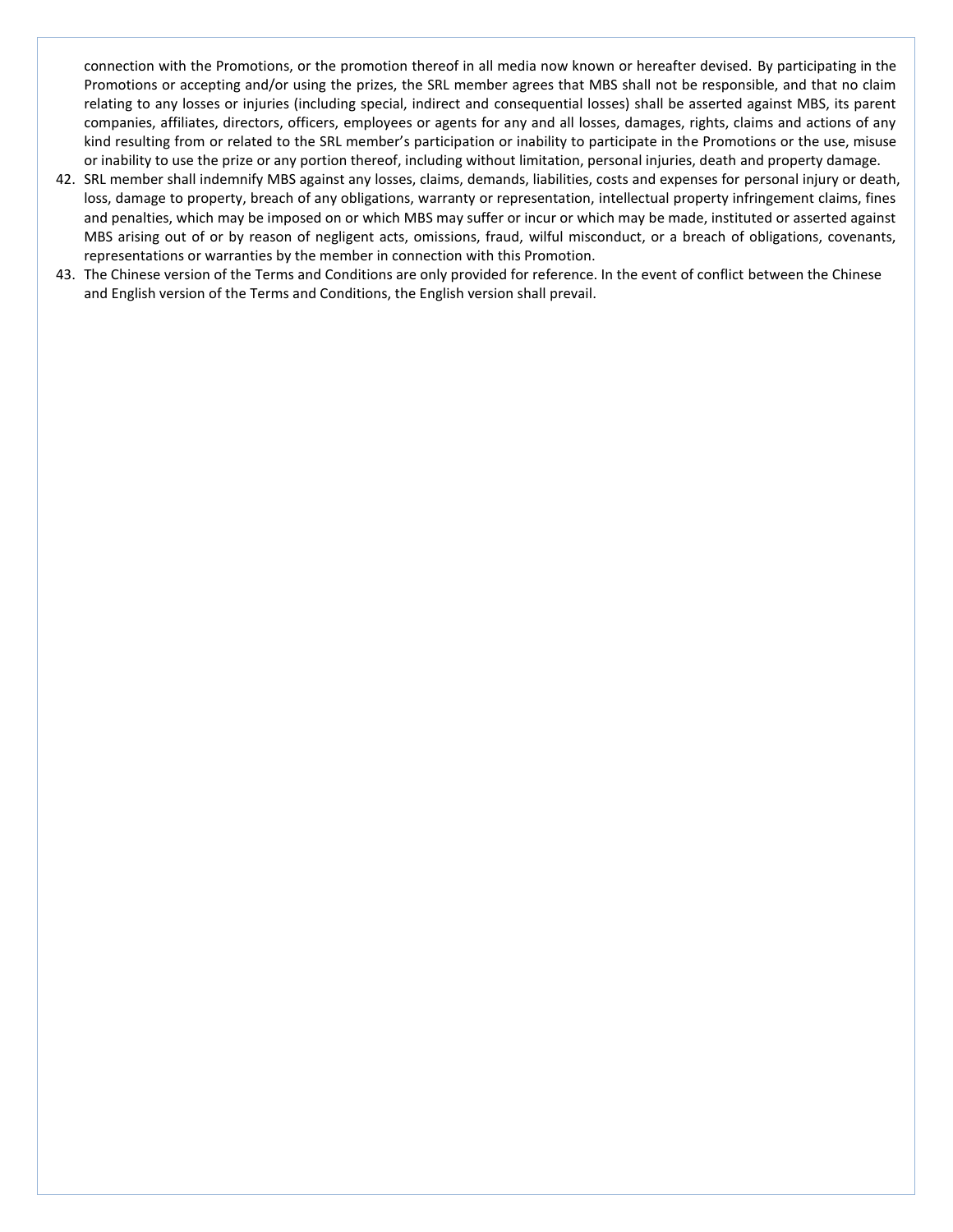connection with the Promotions, or the promotion thereof in all media now known or hereafter devised. By participating in the Promotions or accepting and/or using the prizes, the SRL member agrees that MBS shall not be responsible, and that no claim relating to any losses or injuries (including special, indirect and consequential losses) shall be asserted against MBS, its parent companies, affiliates, directors, officers, employees or agents for any and all losses, damages, rights, claims and actions of any kind resulting from or related to the SRL member's participation or inability to participate in the Promotions or the use, misuse or inability to use the prize or any portion thereof, including without limitation, personal injuries, death and property damage.

42. SRL member shall indemnify MBS against any losses, claims, demands, liabilities, costs and expenses for personal injury or death, loss, damage to property, breach of any obligations, warranty or representation, intellectual property infringement claims, fines and penalties, which may be imposed on or which MBS may suffer or incur or which may be made, instituted or asserted against MBS arising out of or by reason of negligent acts, omissions, fraud, wilful misconduct, or a breach of obligations, covenants, representations or warranties by the member in connection with this Promotion.
43. The Chinese version of the Terms and Conditions are only provided for reference. In the event of conflict between the Chinese and English version of the Terms and Conditions, the English version shall prevail.